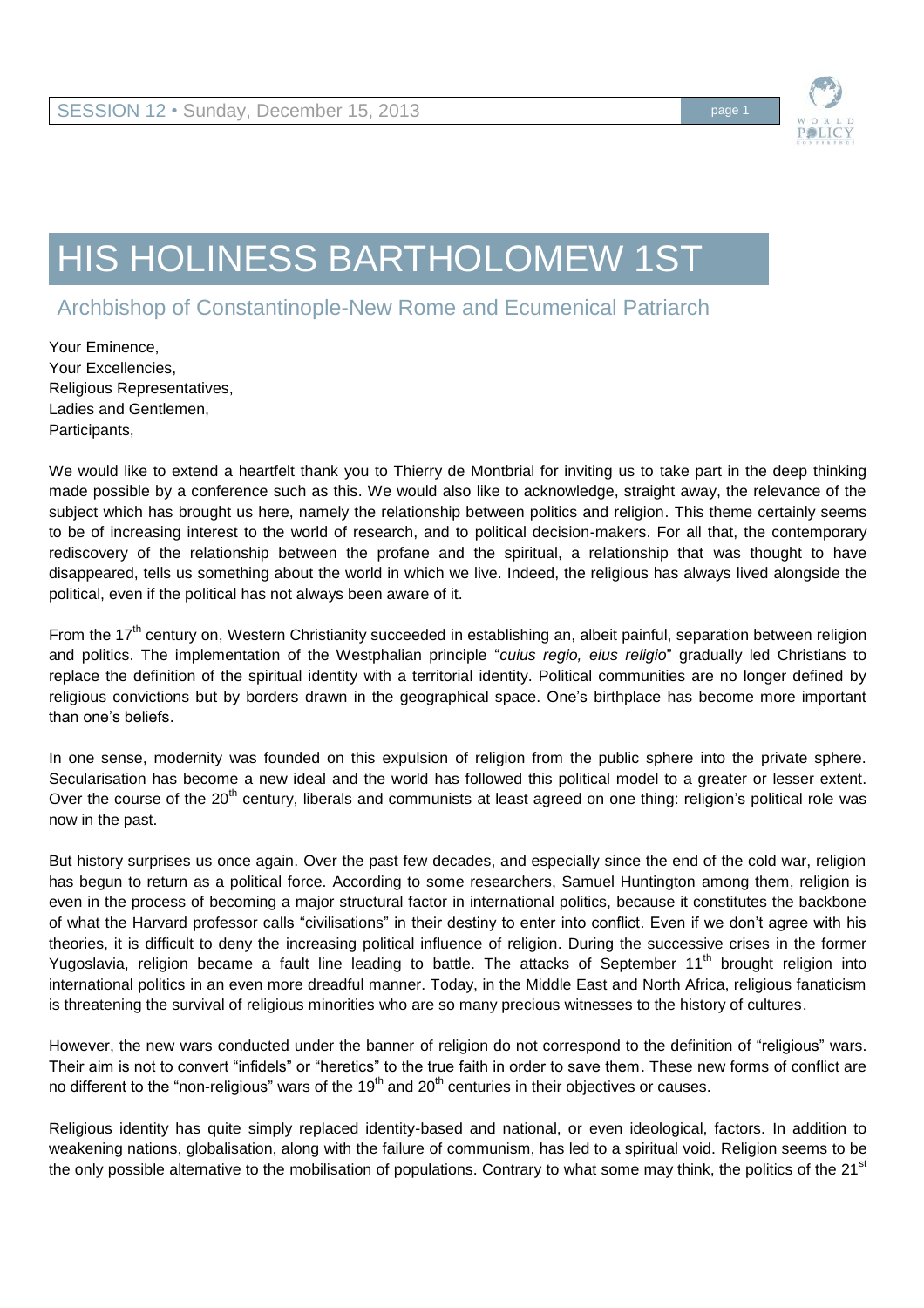# HIS HOLINESS BARTHOLOMEW 1ST

## Archbishop of Constantinople-New Rome and Ecumenical Patriarch

Your Eminence,
Your Excellencies,
Religious Representatives,
Ladies and Gentlemen,
Participants,

We would like to extend a heartfelt thank you to Thierry de Montbrial for inviting us to take part in the deep thinking made possible by a conference such as this. We would also like to acknowledge, straight away, the relevance of the subject which has brought us here, namely the relationship between politics and religion. This theme certainly seems to be of increasing interest to the world of research, and to political decision-makers. For all that, the contemporary rediscovery of the relationship between the profane and the spiritual, a relationship that was thought to have disappeared, tells us something about the world in which we live. Indeed, the religious has always lived alongside the political, even if the political has not always been aware of it.

From the 17th century on, Western Christianity succeeded in establishing an, albeit painful, separation between religion and politics. The implementation of the Westphalian principle "*cuius regio, eius religio*" gradually led Christians to replace the definition of the spiritual identity with a territorial identity. Political communities are no longer defined by religious convictions but by borders drawn in the geographical space. One's birthplace has become more important than one's beliefs.

In one sense, modernity was founded on this expulsion of religion from the public sphere into the private sphere. Secularisation has become a new ideal and the world has followed this political model to a greater or lesser extent. Over the course of the 20th century, liberals and communists at least agreed on one thing: religion's political role was now in the past.

But history surprises us once again. Over the past few decades, and especially since the end of the cold war, religion has begun to return as a political force. According to some researchers, Samuel Huntington among them, religion is even in the process of becoming a major structural factor in international politics, because it constitutes the backbone of what the Harvard professor calls "civilisations" in their destiny to enter into conflict. Even if we don't agree with his theories, it is difficult to deny the increasing political influence of religion. During the successive crises in the former Yugoslavia, religion became a fault line leading to battle. The attacks of September 11th brought religion into international politics in an even more dreadful manner. Today, in the Middle East and North Africa, religious fanaticism is threatening the survival of religious minorities who are so many precious witnesses to the history of cultures.

However, the new wars conducted under the banner of religion do not correspond to the definition of "religious" wars. Their aim is not to convert "infidels" or "heretics" to the true faith in order to save them. These new forms of conflict are no different to the "non-religious" wars of the 19th and 20th centuries in their objectives or causes.

Religious identity has quite simply replaced identity-based and national, or even ideological, factors. In addition to weakening nations, globalisation, along with the failure of communism, has led to a spiritual void. Religion seems to be the only possible alternative to the mobilisation of populations. Contrary to what some may think, the politics of the 21st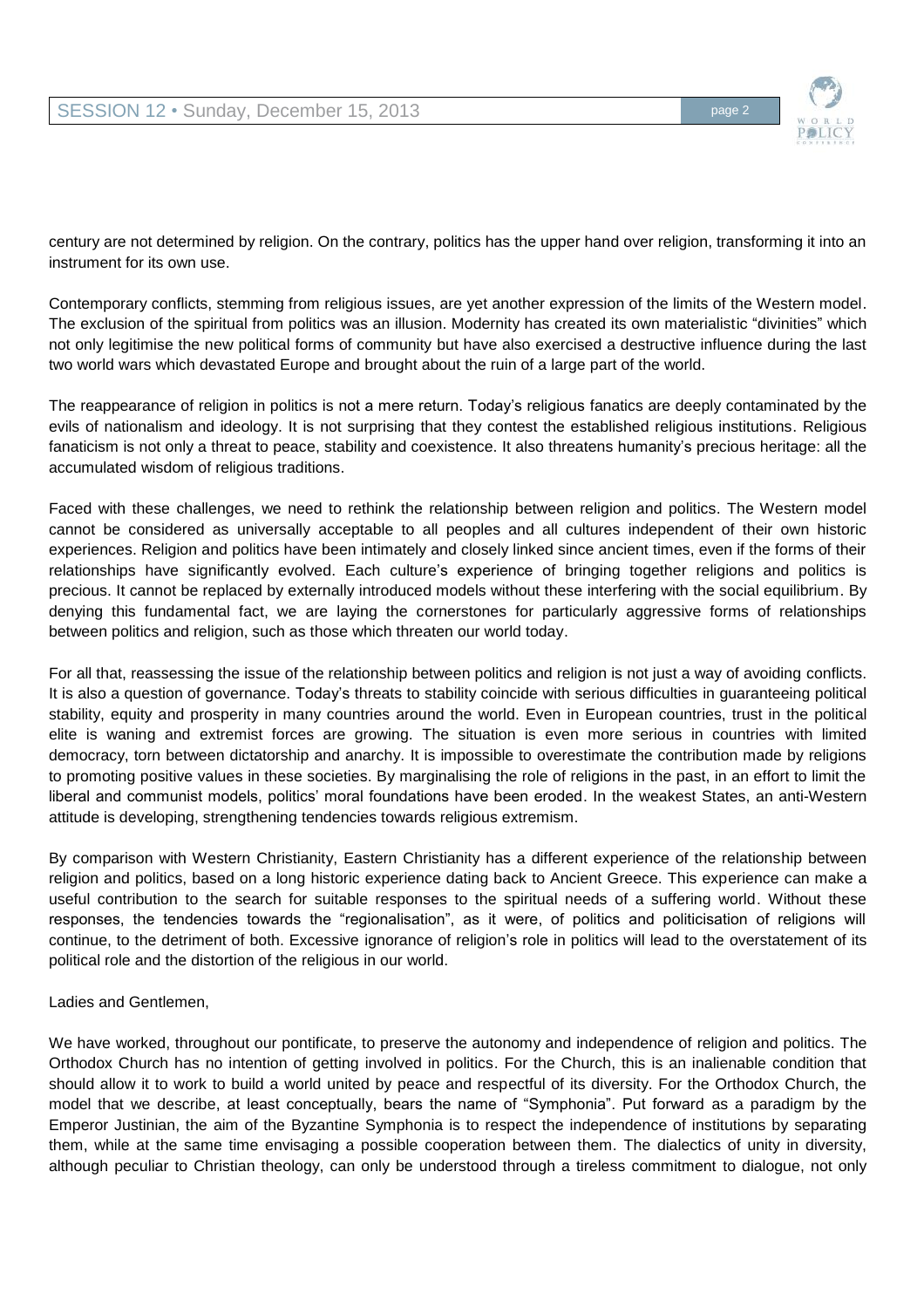century are not determined by religion. On the contrary, politics has the upper hand over religion, transforming it into an instrument for its own use.

Contemporary conflicts, stemming from religious issues, are yet another expression of the limits of the Western model. The exclusion of the spiritual from politics was an illusion. Modernity has created its own materialistic "divinities" which not only legitimise the new political forms of community but have also exercised a destructive influence during the last two world wars which devastated Europe and brought about the ruin of a large part of the world.

The reappearance of religion in politics is not a mere return. Today's religious fanatics are deeply contaminated by the evils of nationalism and ideology. It is not surprising that they contest the established religious institutions. Religious fanaticism is not only a threat to peace, stability and coexistence. It also threatens humanity's precious heritage: all the accumulated wisdom of religious traditions.

Faced with these challenges, we need to rethink the relationship between religion and politics. The Western model cannot be considered as universally acceptable to all peoples and all cultures independent of their own historic experiences. Religion and politics have been intimately and closely linked since ancient times, even if the forms of their relationships have significantly evolved. Each culture's experience of bringing together religions and politics is precious. It cannot be replaced by externally introduced models without these interfering with the social equilibrium. By denying this fundamental fact, we are laying the cornerstones for particularly aggressive forms of relationships between politics and religion, such as those which threaten our world today.

For all that, reassessing the issue of the relationship between politics and religion is not just a way of avoiding conflicts. It is also a question of governance. Today's threats to stability coincide with serious difficulties in guaranteeing political stability, equity and prosperity in many countries around the world. Even in European countries, trust in the political elite is waning and extremist forces are growing. The situation is even more serious in countries with limited democracy, torn between dictatorship and anarchy. It is impossible to overestimate the contribution made by religions to promoting positive values in these societies. By marginalising the role of religions in the past, in an effort to limit the liberal and communist models, politics' moral foundations have been eroded. In the weakest States, an anti-Western attitude is developing, strengthening tendencies towards religious extremism.

By comparison with Western Christianity, Eastern Christianity has a different experience of the relationship between religion and politics, based on a long historic experience dating back to Ancient Greece. This experience can make a useful contribution to the search for suitable responses to the spiritual needs of a suffering world. Without these responses, the tendencies towards the "regionalisation", as it were, of politics and politicisation of religions will continue, to the detriment of both. Excessive ignorance of religion's role in politics will lead to the overstatement of its political role and the distortion of the religious in our world.

Ladies and Gentlemen,

We have worked, throughout our pontificate, to preserve the autonomy and independence of religion and politics. The Orthodox Church has no intention of getting involved in politics. For the Church, this is an inalienable condition that should allow it to work to build a world united by peace and respectful of its diversity. For the Orthodox Church, the model that we describe, at least conceptually, bears the name of "Symphonia". Put forward as a paradigm by the Emperor Justinian, the aim of the Byzantine Symphonia is to respect the independence of institutions by separating them, while at the same time envisaging a possible cooperation between them. The dialectics of unity in diversity, although peculiar to Christian theology, can only be understood through a tireless commitment to dialogue, not only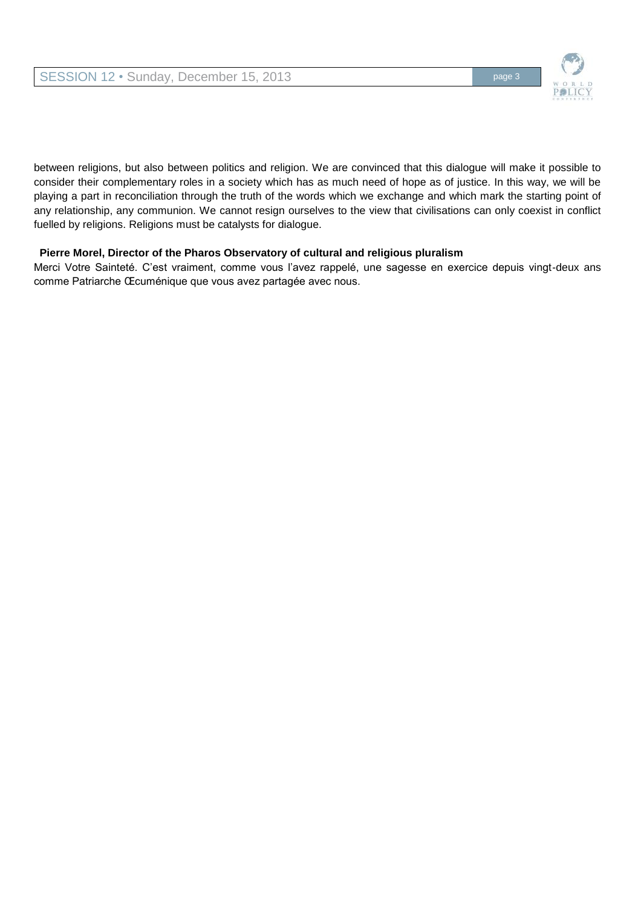between religions, but also between politics and religion. We are convinced that this dialogue will make it possible to consider their complementary roles in a society which has as much need of hope as of justice. In this way, we will be playing a part in reconciliation through the truth of the words which we exchange and which mark the starting point of any relationship, any communion. We cannot resign ourselves to the view that civilisations can only coexist in conflict fuelled by religions. Religions must be catalysts for dialogue.

**Pierre Morel, Director of the Pharos Observatory of cultural and religious pluralism**

Merci Votre Sainteté. C'est vraiment, comme vous l'avez rappelé, une sagesse en exercice depuis vingt-deux ans comme Patriarche Œcuménique que vous avez partagée avec nous.